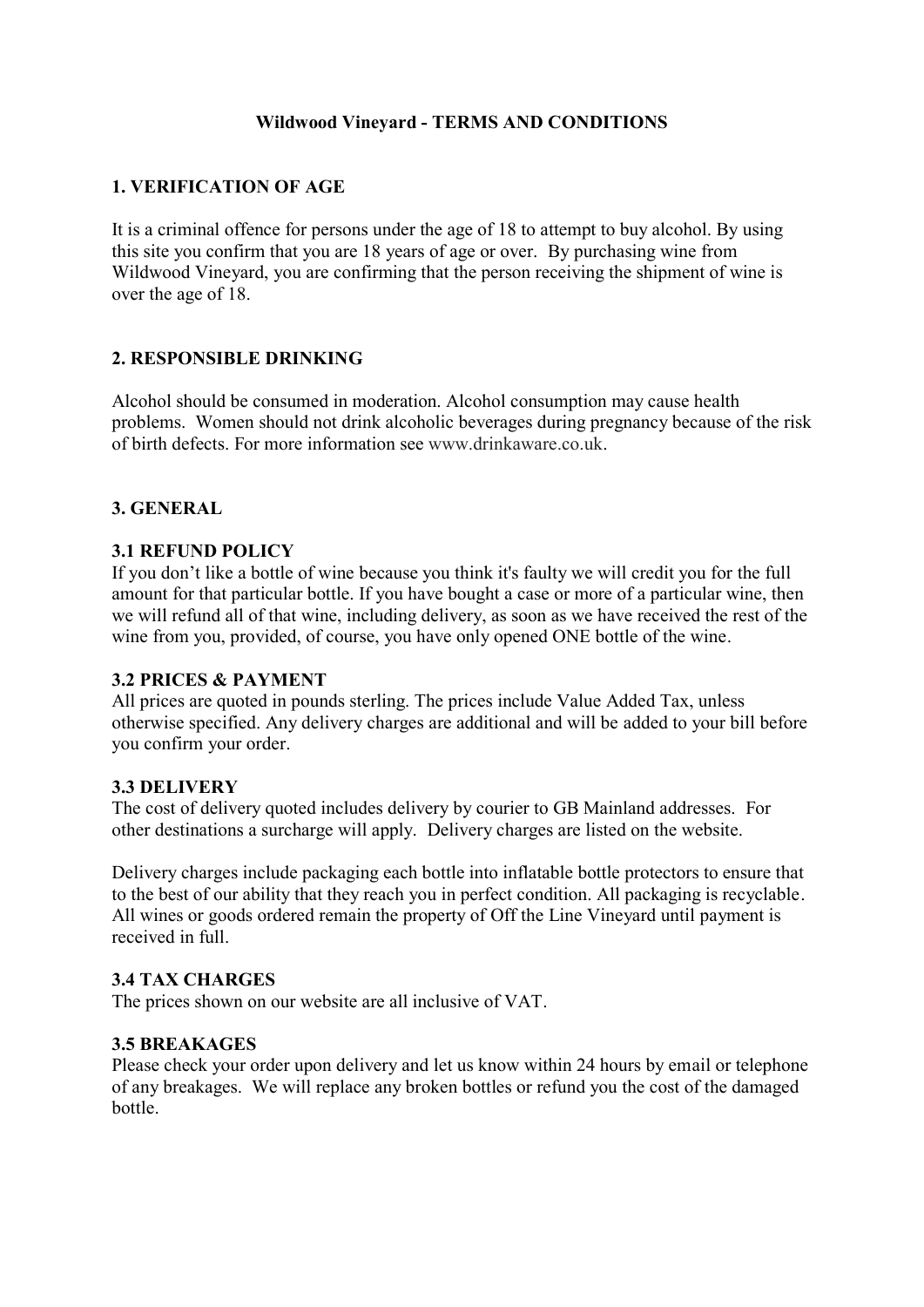# Wildwood Vineyard - TERMS AND CONDITIONS

## 1. VERIFICATION OF AGE

It is a criminal offence for persons under the age of 18 to attempt to buy alcohol. By using this site you confirm that you are 18 years of age or over. By purchasing wine from Wildwood Vineyard, you are confirming that the person receiving the shipment of wine is over the age of 18.

## 2. RESPONSIBLE DRINKING

Alcohol should be consumed in moderation. Alcohol consumption may cause health problems. Women should not drink alcoholic beverages during pregnancy because of the risk of birth defects. For more information see www.drinkaware.co.uk.

## 3. GENERAL

### 3.1 REFUND POLICY

If you don't like a bottle of wine because you think it's faulty we will credit you for the full amount for that particular bottle. If you have bought a case or more of a particular wine, then we will refund all of that wine, including delivery, as soon as we have received the rest of the wine from you, provided, of course, you have only opened ONE bottle of the wine.

### 3.2 PRICES & PAYMENT

All prices are quoted in pounds sterling. The prices include Value Added Tax, unless otherwise specified. Any delivery charges are additional and will be added to your bill before you confirm your order.

### 3.3 DELIVERY

The cost of delivery quoted includes delivery by courier to GB Mainland addresses. For other destinations a surcharge will apply. Delivery charges are listed on the website.

Delivery charges include packaging each bottle into inflatable bottle protectors to ensure that to the best of our ability that they reach you in perfect condition. All packaging is recyclable. All wines or goods ordered remain the property of Off the Line Vineyard until payment is received in full.

### 3.4 TAX CHARGES

The prices shown on our website are all inclusive of VAT.

### 3.5 BREAKAGES

Please check your order upon delivery and let us know within 24 hours by email or telephone of any breakages. We will replace any broken bottles or refund you the cost of the damaged bottle.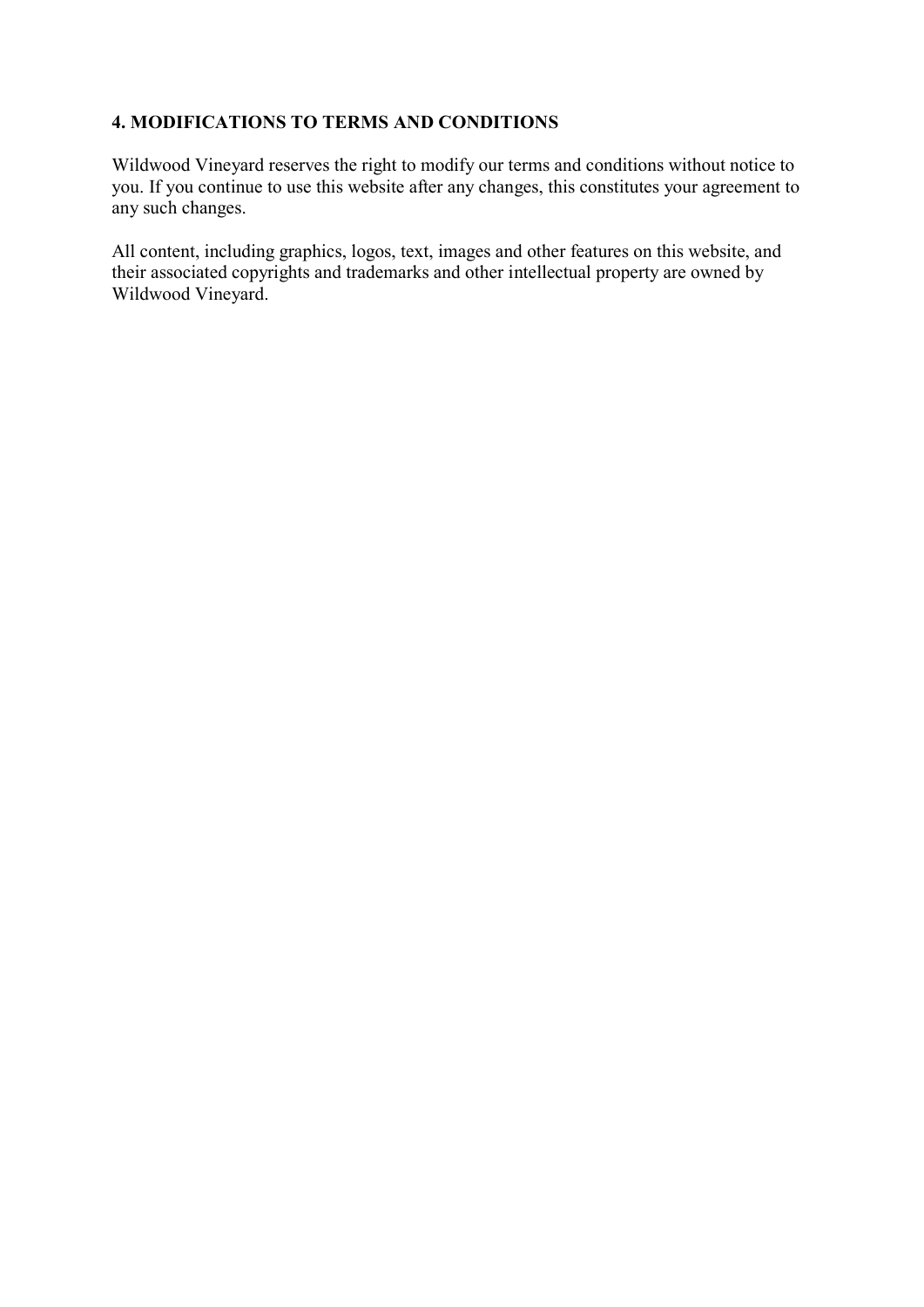### 4. MODIFICATIONS TO TERMS AND CONDITIONS

Wildwood Vineyard reserves the right to modify our terms and conditions without notice to you. If you continue to use this website after any changes, this constitutes your agreement to any such changes.

All content, including graphics, logos, text, images and other features on this website, and their associated copyrights and trademarks and other intellectual property are owned by Wildwood Vineyard.